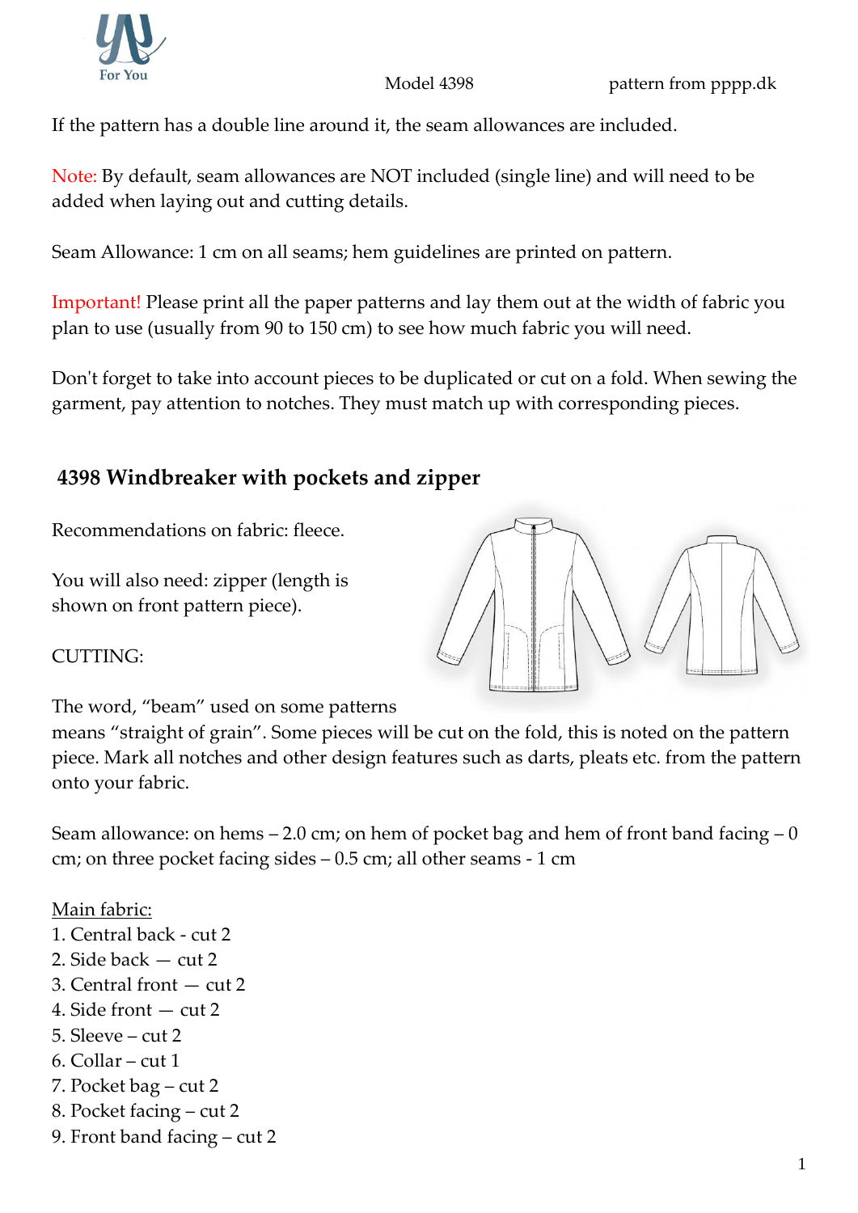For You

Model 4398 pattern from pppp.dk

If the pattern has a double line around it, the seam allowances are included.

Note: By default, seam allowances are NOT included (single line) and will need to be added when laying out and cutting details.

Seam Allowance: 1 cm on all seams; hem guidelines are printed on pattern.

Important! Please print all the paper patterns and lay them out at the width of fabric you plan to use (usually from 90 to 150 cm) to see how much fabric you will need.

Don't forget to take into account pieces to be duplicated or cut on a fold. When sewing the garment, pay attention to notches. They must match up with corresponding pieces.

## 4398 Windbreaker with pockets and zipper

Recommendations on fabric: fleece.

You will also need: zipper (length is shown on front pattern piece).

CUTTING:

The word, "beam" used on some patterns means "straight of grain". Some pieces will be cut on the fold, this is noted on the pattern piece. Mark all notches and other design features such as darts, pleats etc. from the pattern onto your fabric.

Seam allowance: on hems – 2.0 cm; on hem of pocket bag and hem of front band facing – 0 cm; on three pocket facing sides – 0.5 cm; all other seams - 1 cm

Main fabric:

1. Central back - cut 2
2. Side back — cut 2
3. Central front — cut 2
4. Side front — cut 2
5. Sleeve – cut 2
6. Collar – cut 1
7. Pocket bag – cut 2
8. Pocket facing – cut 2
9. Front band facing – cut 2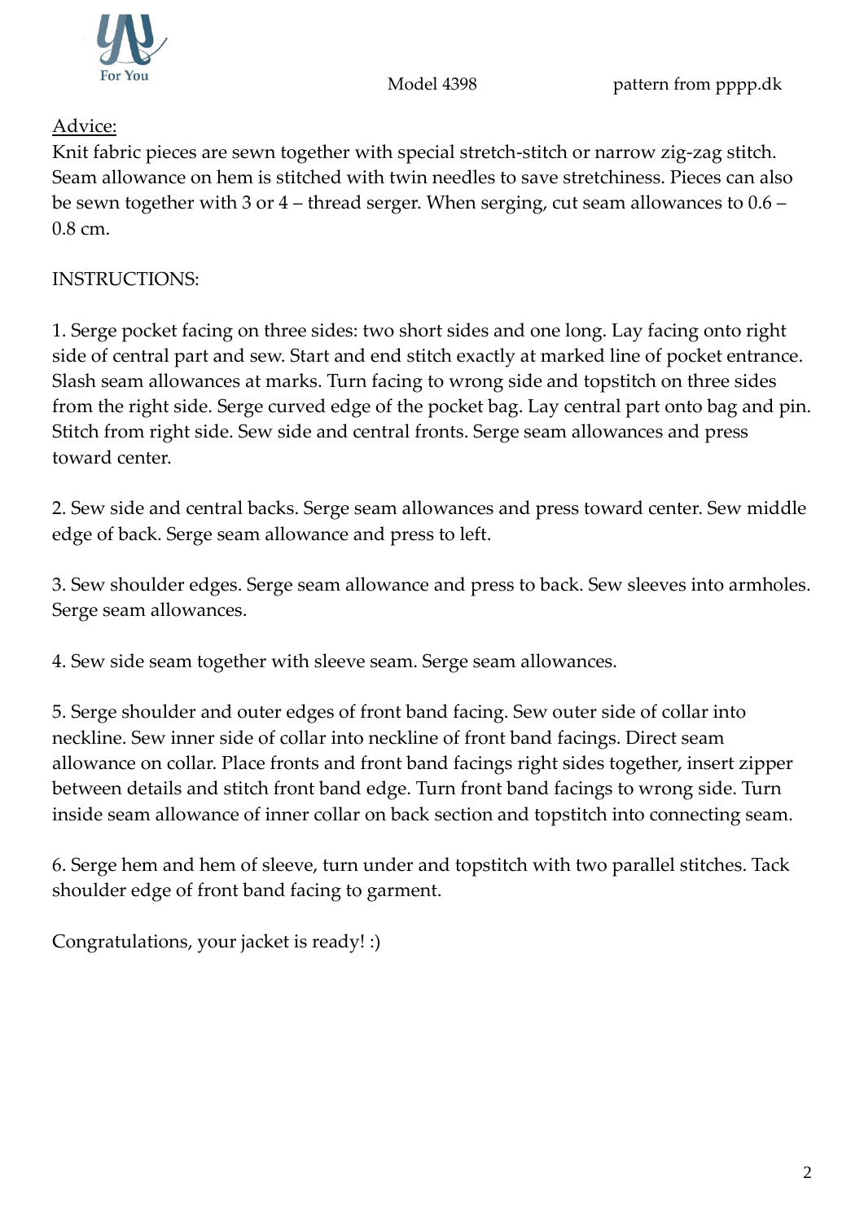Model 4398 pattern from pppp.dk

Advice:

Knit fabric pieces are sewn together with special stretch-stitch or narrow zig-zag stitch. Seam allowance on hem is stitched with twin needles to save stretchiness. Pieces can also be sewn together with 3 or 4 – thread serger. When serging, cut seam allowances to 0.6 – 0.8 cm.

INSTRUCTIONS:

1. Serge pocket facing on three sides: two short sides and one long. Lay facing onto right side of central part and sew. Start and end stitch exactly at marked line of pocket entrance. Slash seam allowances at marks. Turn facing to wrong side and topstitch on three sides from the right side. Serge curved edge of the pocket bag. Lay central part onto bag and pin. Stitch from right side. Sew side and central fronts. Serge seam allowances and press toward center.

2. Sew side and central backs. Serge seam allowances and press toward center. Sew middle edge of back. Serge seam allowance and press to left.

3. Sew shoulder edges. Serge seam allowance and press to back. Sew sleeves into armholes. Serge seam allowances.

4. Sew side seam together with sleeve seam. Serge seam allowances.

5. Serge shoulder and outer edges of front band facing. Sew outer side of collar into neckline. Sew inner side of collar into neckline of front band facings. Direct seam allowance on collar. Place fronts and front band facings right sides together, insert zipper between details and stitch front band edge. Turn front band facings to wrong side. Turn inside seam allowance of inner collar on back section and topstitch into connecting seam.

6. Serge hem and hem of sleeve, turn under and topstitch with two parallel stitches. Tack shoulder edge of front band facing to garment.

Congratulations, your jacket is ready! :)